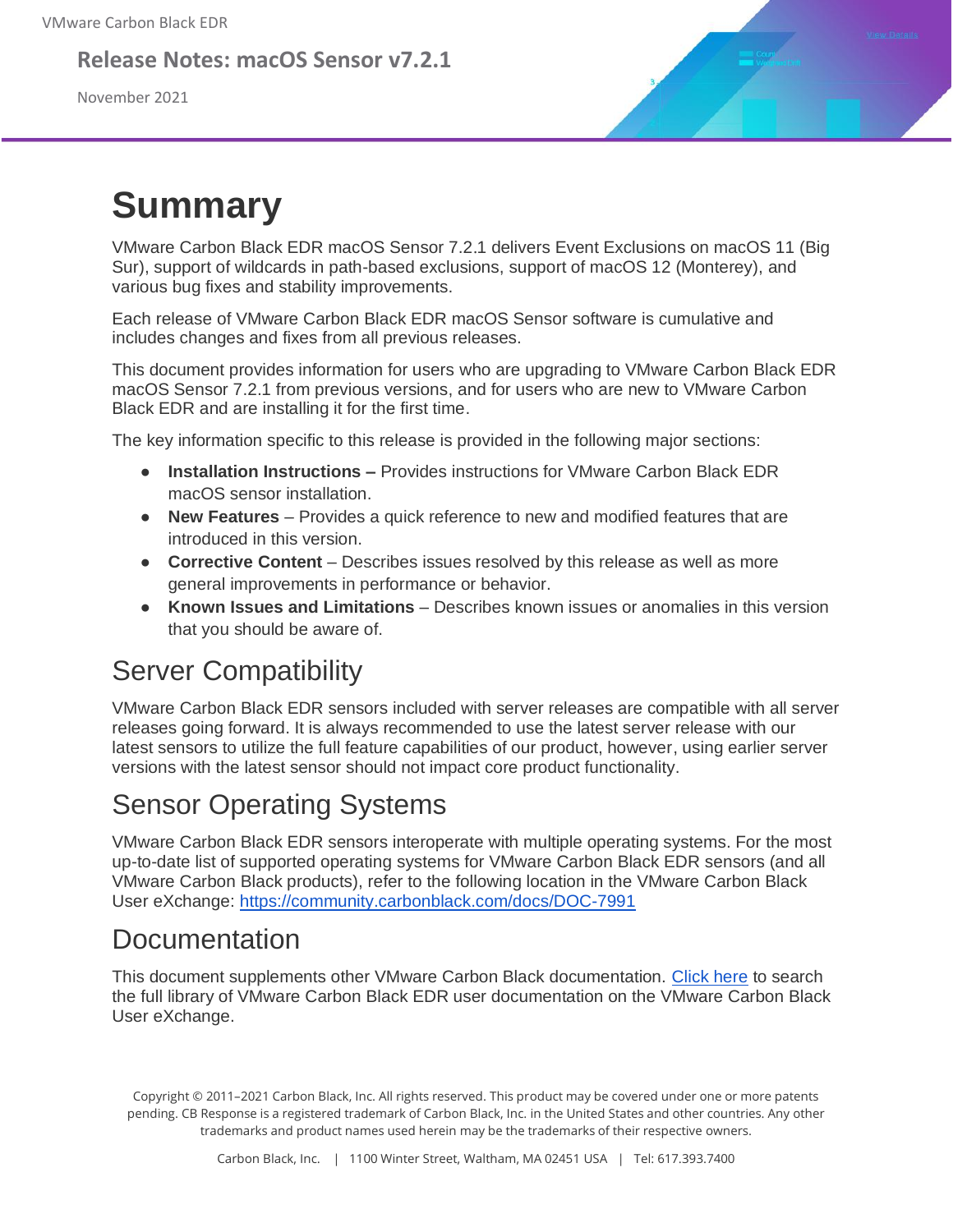VMware Carbon Black EDR

## Release Notes: macOS Sensor v7.2.1

November 2021

# Summary

VMware Carbon Black EDR macOS Sensor 7.2.1 delivers Event Exclusions on macOS 11 (Big Sur), support of wildcards in path-based exclusions, support of macOS 12 (Monterey), and various bug fixes and stability improvements.

Each release of VMware Carbon Black EDR macOS Sensor software is cumulative and includes changes and fixes from all previous releases.

This document provides information for users who are upgrading to VMware Carbon Black EDR macOS Sensor 7.2.1 from previous versions, and for users who are new to VMware Carbon Black EDR and are installing it for the first time.

The key information specific to this release is provided in the following major sections:

- **Installation Instructions –** Provides instructions for VMware Carbon Black EDR macOS sensor installation.
- **New Features** – Provides a quick reference to new and modified features that are introduced in this version.
- **Corrective Content** – Describes issues resolved by this release as well as more general improvements in performance or behavior.
- **Known Issues and Limitations** – Describes known issues or anomalies in this version that you should be aware of.

## Server Compatibility

VMware Carbon Black EDR sensors included with server releases are compatible with all server releases going forward. It is always recommended to use the latest server release with our latest sensors to utilize the full feature capabilities of our product, however, using earlier server versions with the latest sensor should not impact core product functionality.

## Sensor Operating Systems

VMware Carbon Black EDR sensors interoperate with multiple operating systems. For the most up-to-date list of supported operating systems for VMware Carbon Black EDR sensors (and all VMware Carbon Black products), refer to the following location in the VMware Carbon Black User eXchange: https://community.carbonblack.com/docs/DOC-7991

## Documentation

This document supplements other VMware Carbon Black documentation. Click here to search the full library of VMware Carbon Black EDR user documentation on the VMware Carbon Black User eXchange.

Copyright © 2011–2021 Carbon Black, Inc. All rights reserved. This product may be covered under one or more patents pending. CB Response is a registered trademark of Carbon Black, Inc. in the United States and other countries. Any other trademarks and product names used herein may be the trademarks of their respective owners.

Carbon Black, Inc. | 1100 Winter Street, Waltham, MA 02451 USA | Tel: 617.393.7400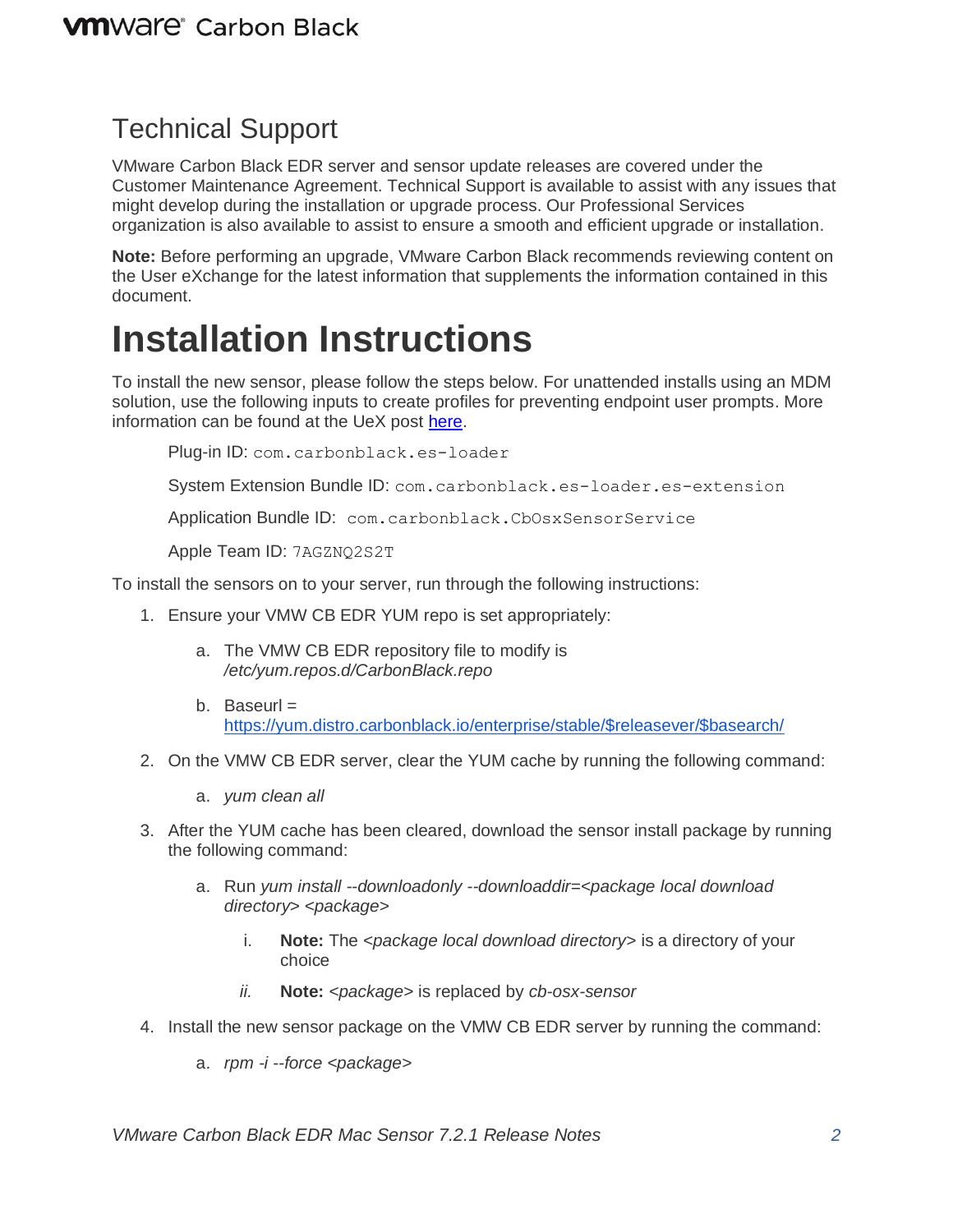## Technical Support

VMware Carbon Black EDR server and sensor update releases are covered under the Customer Maintenance Agreement. Technical Support is available to assist with any issues that might develop during the installation or upgrade process. Our Professional Services organization is also available to assist to ensure a smooth and efficient upgrade or installation.

**Note:** Before performing an upgrade, VMware Carbon Black recommends reviewing content on the User eXchange for the latest information that supplements the information contained in this document.

# Installation Instructions

To install the new sensor, please follow the steps below. For unattended installs using an MDM solution, use the following inputs to create profiles for preventing endpoint user prompts. More information can be found at the UeX post [here](here).

Plug-in ID: `com.carbonblack.es-loader`

System Extension Bundle ID: `com.carbonblack.es-loader.es-extension`

Application Bundle ID: `com.carbonblack.CbOsxSensorService`

Apple Team ID: `7AGZNQ2S2T`

To install the sensors on to your server, run through the following instructions:

1. Ensure your VMW CB EDR YUM repo is set appropriately:
    a. The VMW CB EDR repository file to modify is *\/etc/yum.repos.d/CarbonBlack.repo*
    b. Baseurl = https://yum.distro.carbonblack.io/enterprise/stable/$releasever/$basearch/
2. On the VMW CB EDR server, clear the YUM cache by running the following command:
    a. *yum clean all*
3. After the YUM cache has been cleared, download the sensor install package by running the following command:
    a. Run *yum install --downloadonly --downloaddir=<package local download directory> <package>*
        i. **Note:** The *<package local download directory>* is a directory of your choice
        ii. **Note:** *<package>* is replaced by *cb-osx-sensor*
4. Install the new sensor package on the VMW CB EDR server by running the command:
    a. *rpm -i --force <package>*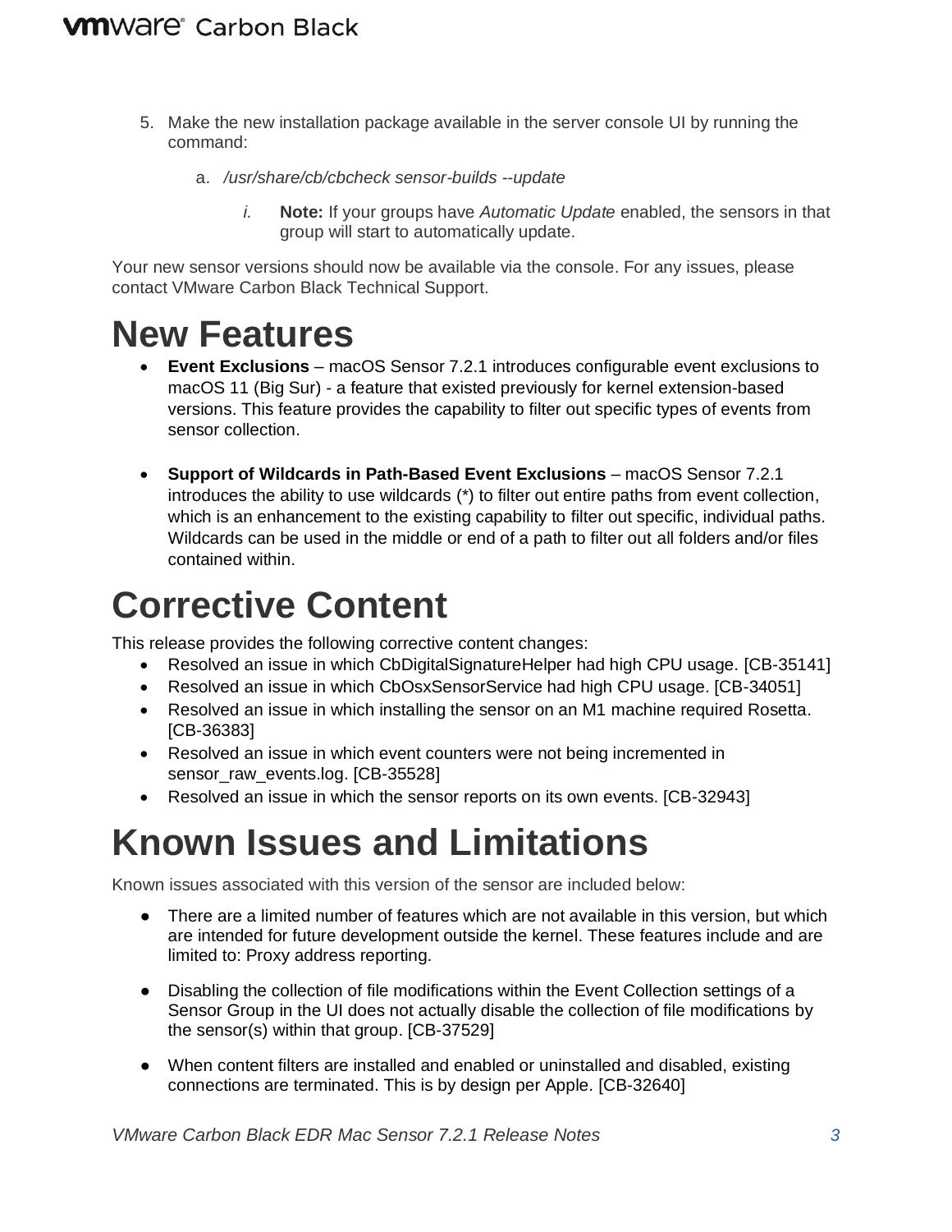5. Make the new installation package available in the server console UI by running the command:

    a. */usr/share/cb/cbcheck sensor-builds --update*

        i. **Note:** If your groups have *Automatic Update* enabled, the sensors in that group will start to automatically update.

Your new sensor versions should now be available via the console. For any issues, please contact VMware Carbon Black Technical Support.

# New Features

- **Event Exclusions** – macOS Sensor 7.2.1 introduces configurable event exclusions to macOS 11 (Big Sur) - a feature that existed previously for kernel extension-based versions. This feature provides the capability to filter out specific types of events from sensor collection.

- **Support of Wildcards in Path-Based Event Exclusions** – macOS Sensor 7.2.1 introduces the ability to use wildcards (*) to filter out entire paths from event collection, which is an enhancement to the existing capability to filter out specific, individual paths. Wildcards can be used in the middle or end of a path to filter out all folders and/or files contained within.

# Corrective Content

This release provides the following corrective content changes:

- Resolved an issue in which CbDigitalSignatureHelper had high CPU usage. [CB-35141]
- Resolved an issue in which CbOsxSensorService had high CPU usage. [CB-34051]
- Resolved an issue in which installing the sensor on an M1 machine required Rosetta. [CB-36383]
- Resolved an issue in which event counters were not being incremented in sensor_raw_events.log. [CB-35528]
- Resolved an issue in which the sensor reports on its own events. [CB-32943]

# Known Issues and Limitations

Known issues associated with this version of the sensor are included below:

- There are a limited number of features which are not available in this version, but which are intended for future development outside the kernel. These features include and are limited to: Proxy address reporting.

- Disabling the collection of file modifications within the Event Collection settings of a Sensor Group in the UI does not actually disable the collection of file modifications by the sensor(s) within that group. [CB-37529]

- When content filters are installed and enabled or uninstalled and disabled, existing connections are terminated. This is by design per Apple. [CB-32640]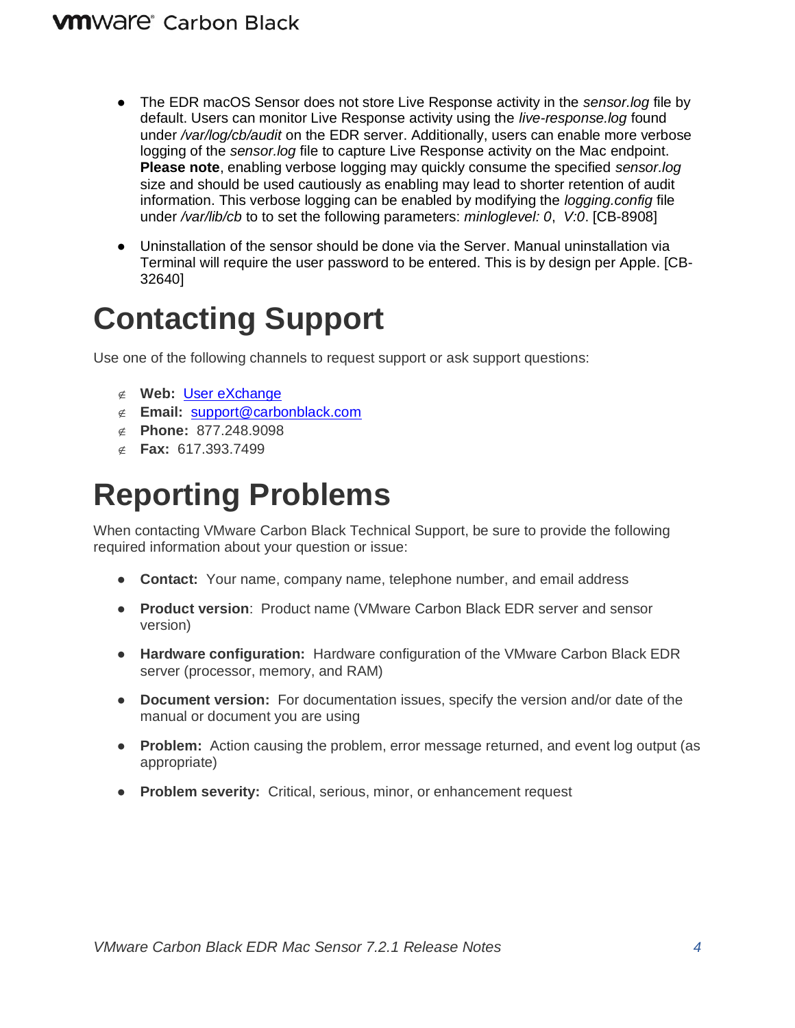- The EDR macOS Sensor does not store Live Response activity in the *sensor.log* file by default. Users can monitor Live Response activity using the *live-response.log* found under */var/log/cb/audit* on the EDR server. Additionally, users can enable more verbose logging of the *sensor.log* file to capture Live Response activity on the Mac endpoint. **Please note**, enabling verbose logging may quickly consume the specified *sensor.log* size and should be used cautiously as enabling may lead to shorter retention of audit information. This verbose logging can be enabled by modifying the *logging.config* file under */var/lib/cb* to to set the following parameters: *minloglevel: 0*, *V:0*. [CB-8908]

- Uninstallation of the sensor should be done via the Server. Manual uninstallation via Terminal will require the user password to be entered. This is by design per Apple. [CB-32640]

# Contacting Support

Use one of the following channels to request support or ask support questions:

- **Web:** User eXchange
- **Email:** support@carbonblack.com
- **Phone:** 877.248.9098
- **Fax:** 617.393.7499

# Reporting Problems

When contacting VMware Carbon Black Technical Support, be sure to provide the following required information about your question or issue:

- **Contact:** Your name, company name, telephone number, and email address

- **Product version**: Product name (VMware Carbon Black EDR server and sensor version)

- **Hardware configuration:** Hardware configuration of the VMware Carbon Black EDR server (processor, memory, and RAM)

- **Document version:** For documentation issues, specify the version and/or date of the manual or document you are using

- **Problem:** Action causing the problem, error message returned, and event log output (as appropriate)

- **Problem severity:** Critical, serious, minor, or enhancement request